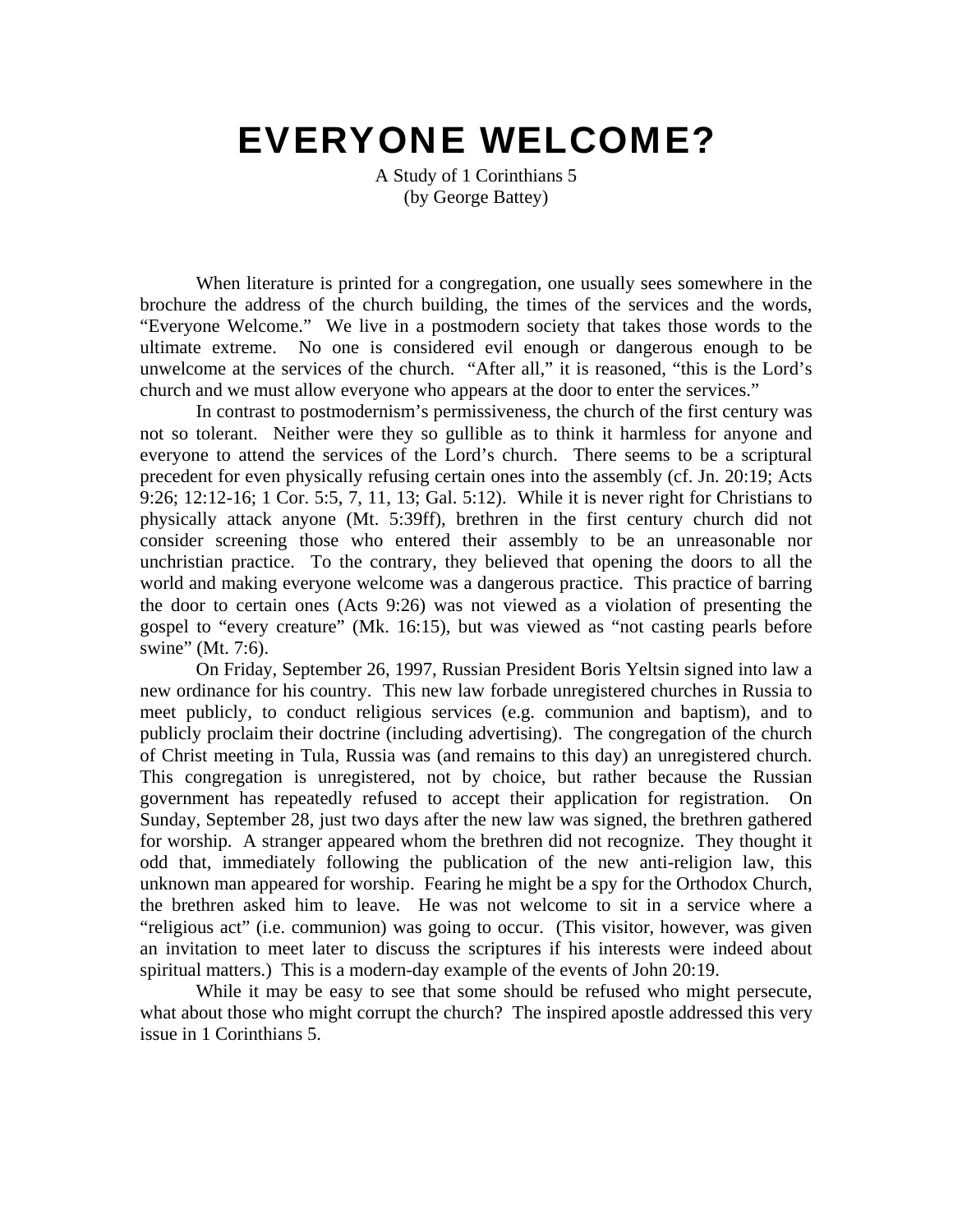# EVERYONE WELCOME?

A Study of 1 Corinthians 5
(by George Battey)

When literature is printed for a congregation, one usually sees somewhere in the brochure the address of the church building, the times of the services and the words, "Everyone Welcome." We live in a postmodern society that takes those words to the ultimate extreme. No one is considered evil enough or dangerous enough to be unwelcome at the services of the church. "After all," it is reasoned, "this is the Lord's church and we must allow everyone who appears at the door to enter the services."

In contrast to postmodernism's permissiveness, the church of the first century was not so tolerant. Neither were they so gullible as to think it harmless for anyone and everyone to attend the services of the Lord's church. There seems to be a scriptural precedent for even physically refusing certain ones into the assembly (cf. Jn. 20:19; Acts 9:26; 12:12-16; 1 Cor. 5:5, 7, 11, 13; Gal. 5:12). While it is never right for Christians to physically attack anyone (Mt. 5:39ff), brethren in the first century church did not consider screening those who entered their assembly to be an unreasonable nor unchristian practice. To the contrary, they believed that opening the doors to all the world and making everyone welcome was a dangerous practice. This practice of barring the door to certain ones (Acts 9:26) was not viewed as a violation of presenting the gospel to "every creature" (Mk. 16:15), but was viewed as "not casting pearls before swine" (Mt. 7:6).

On Friday, September 26, 1997, Russian President Boris Yeltsin signed into law a new ordinance for his country. This new law forbade unregistered churches in Russia to meet publicly, to conduct religious services (e.g. communion and baptism), and to publicly proclaim their doctrine (including advertising). The congregation of the church of Christ meeting in Tula, Russia was (and remains to this day) an unregistered church. This congregation is unregistered, not by choice, but rather because the Russian government has repeatedly refused to accept their application for registration. On Sunday, September 28, just two days after the new law was signed, the brethren gathered for worship. A stranger appeared whom the brethren did not recognize. They thought it odd that, immediately following the publication of the new anti-religion law, this unknown man appeared for worship. Fearing he might be a spy for the Orthodox Church, the brethren asked him to leave. He was not welcome to sit in a service where a "religious act" (i.e. communion) was going to occur. (This visitor, however, was given an invitation to meet later to discuss the scriptures if his interests were indeed about spiritual matters.) This is a modern-day example of the events of John 20:19.

While it may be easy to see that some should be refused who might persecute, what about those who might corrupt the church? The inspired apostle addressed this very issue in 1 Corinthians 5.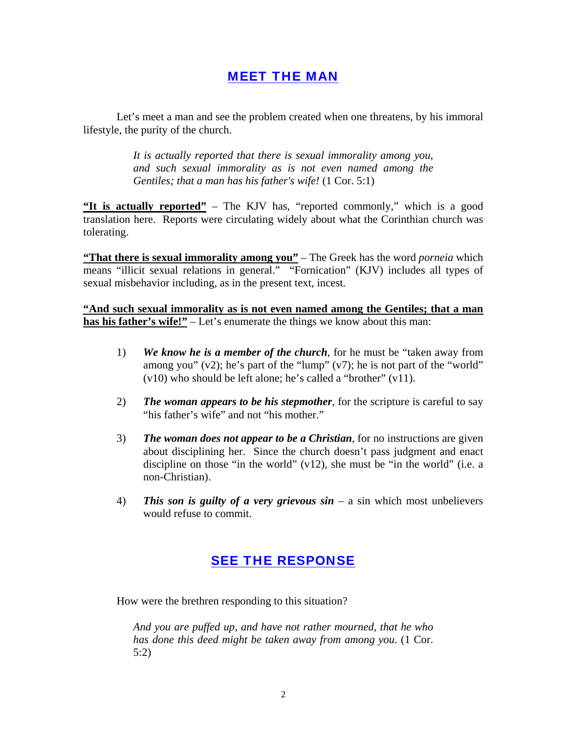## MEET THE MAN

Let's meet a man and see the problem created when one threatens, by his immoral lifestyle, the purity of the church.

> *It is actually reported that there is sexual immorality among you, and such sexual immorality as is not even named among the Gentiles; that a man has his father's wife!* (1 Cor. 5:1)

**"It is actually reported"** – The KJV has, "reported commonly," which is a good translation here. Reports were circulating widely about what the Corinthian church was tolerating.

**"That there is sexual immorality among you"** – The Greek has the word *porneia* which means "illicit sexual relations in general." "Fornication" (KJV) includes all types of sexual misbehavior including, as in the present text, incest.

**"And such sexual immorality as is not even named among the Gentiles; that a man has his father's wife!"** – Let's enumerate the things we know about this man:

1) ***We know he is a member of the church***, for he must be "taken away from among you" (v2); he's part of the "lump" (v7); he is not part of the "world" (v10) who should be left alone; he's called a "brother" (v11).

2) ***The woman appears to be his stepmother***, for the scripture is careful to say "his father's wife" and not "his mother."

3) ***The woman does not appear to be a Christian***, for no instructions are given about disciplining her. Since the church doesn't pass judgment and enact discipline on those "in the world" (v12), she must be "in the world" (i.e. a non-Christian).

4) ***This son is guilty of a very grievous sin*** – a sin which most unbelievers would refuse to commit.

## SEE THE RESPONSE

How were the brethren responding to this situation?

> *And you are puffed up, and have not rather mourned, that he who has done this deed might be taken away from among you.* (1 Cor. 5:2)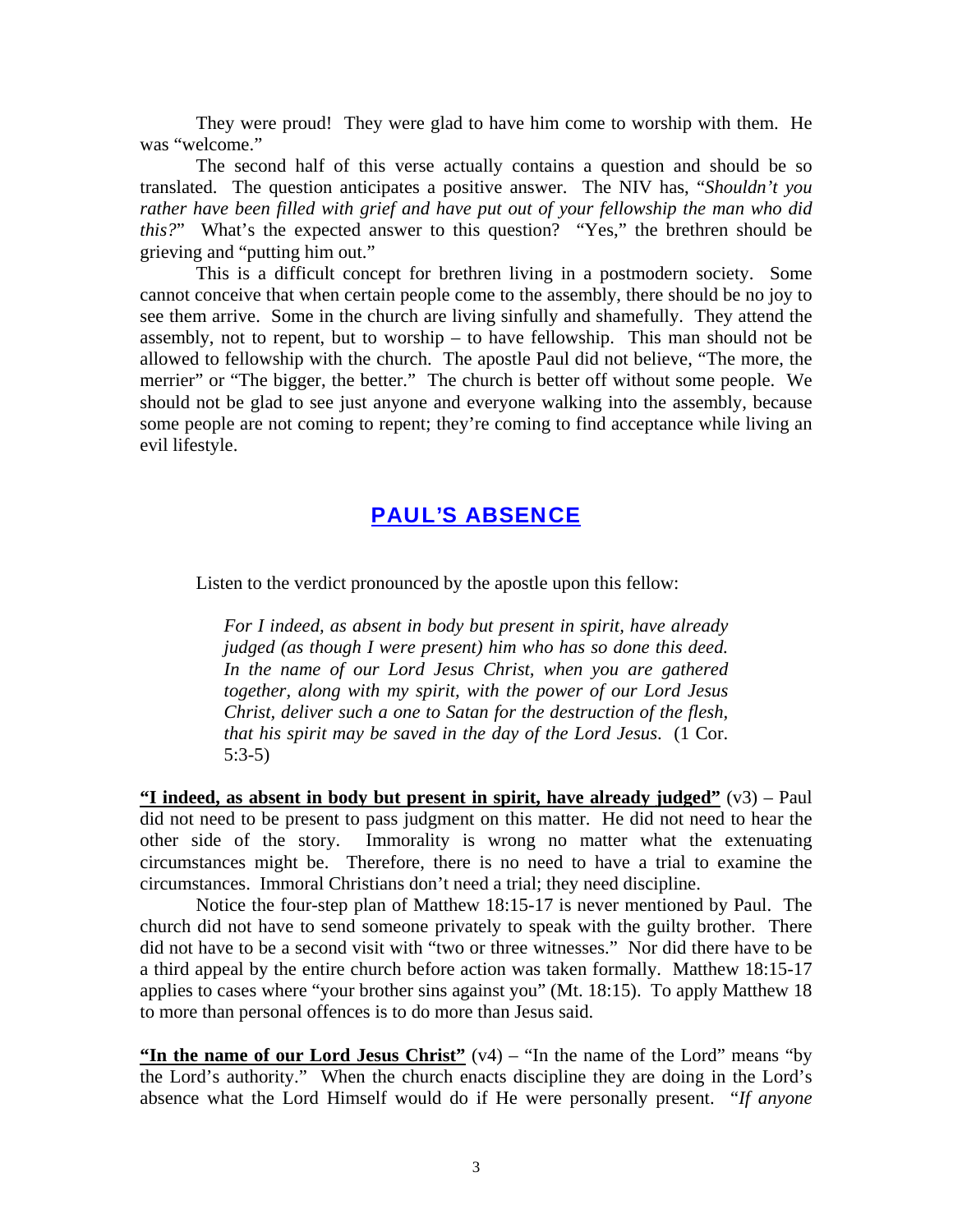They were proud! They were glad to have him come to worship with them. He was "welcome."

The second half of this verse actually contains a question and should be so translated. The question anticipates a positive answer. The NIV has, "*Shouldn't you rather have been filled with grief and have put out of your fellowship the man who did this?*" What's the expected answer to this question? "Yes," the brethren should be grieving and "putting him out."

This is a difficult concept for brethren living in a postmodern society. Some cannot conceive that when certain people come to the assembly, there should be no joy to see them arrive. Some in the church are living sinfully and shamefully. They attend the assembly, not to repent, but to worship – to have fellowship. This man should not be allowed to fellowship with the church. The apostle Paul did not believe, "The more, the merrier" or "The bigger, the better." The church is better off without some people. We should not be glad to see just anyone and everyone walking into the assembly, because some people are not coming to repent; they're coming to find acceptance while living an evil lifestyle.

## PAUL'S ABSENCE

Listen to the verdict pronounced by the apostle upon this fellow:

> *For I indeed, as absent in body but present in spirit, have already judged (as though I were present) him who has so done this deed. In the name of our Lord Jesus Christ, when you are gathered together, along with my spirit, with the power of our Lord Jesus Christ, deliver such a one to Satan for the destruction of the flesh, that his spirit may be saved in the day of the Lord Jesus.* (1 Cor. 5:3-5)

**"I indeed, as absent in body but present in spirit, have already judged"** (v3) – Paul did not need to be present to pass judgment on this matter. He did not need to hear the other side of the story. Immorality is wrong no matter what the extenuating circumstances might be. Therefore, there is no need to have a trial to examine the circumstances. Immoral Christians don't need a trial; they need discipline.

Notice the four-step plan of Matthew 18:15-17 is never mentioned by Paul. The church did not have to send someone privately to speak with the guilty brother. There did not have to be a second visit with "two or three witnesses." Nor did there have to be a third appeal by the entire church before action was taken formally. Matthew 18:15-17 applies to cases where "your brother sins against you" (Mt. 18:15). To apply Matthew 18 to more than personal offences is to do more than Jesus said.

**"In the name of our Lord Jesus Christ"** (v4) – "In the name of the Lord" means "by the Lord's authority." When the church enacts discipline they are doing in the Lord's absence what the Lord Himself would do if He were personally present. "*If anyone*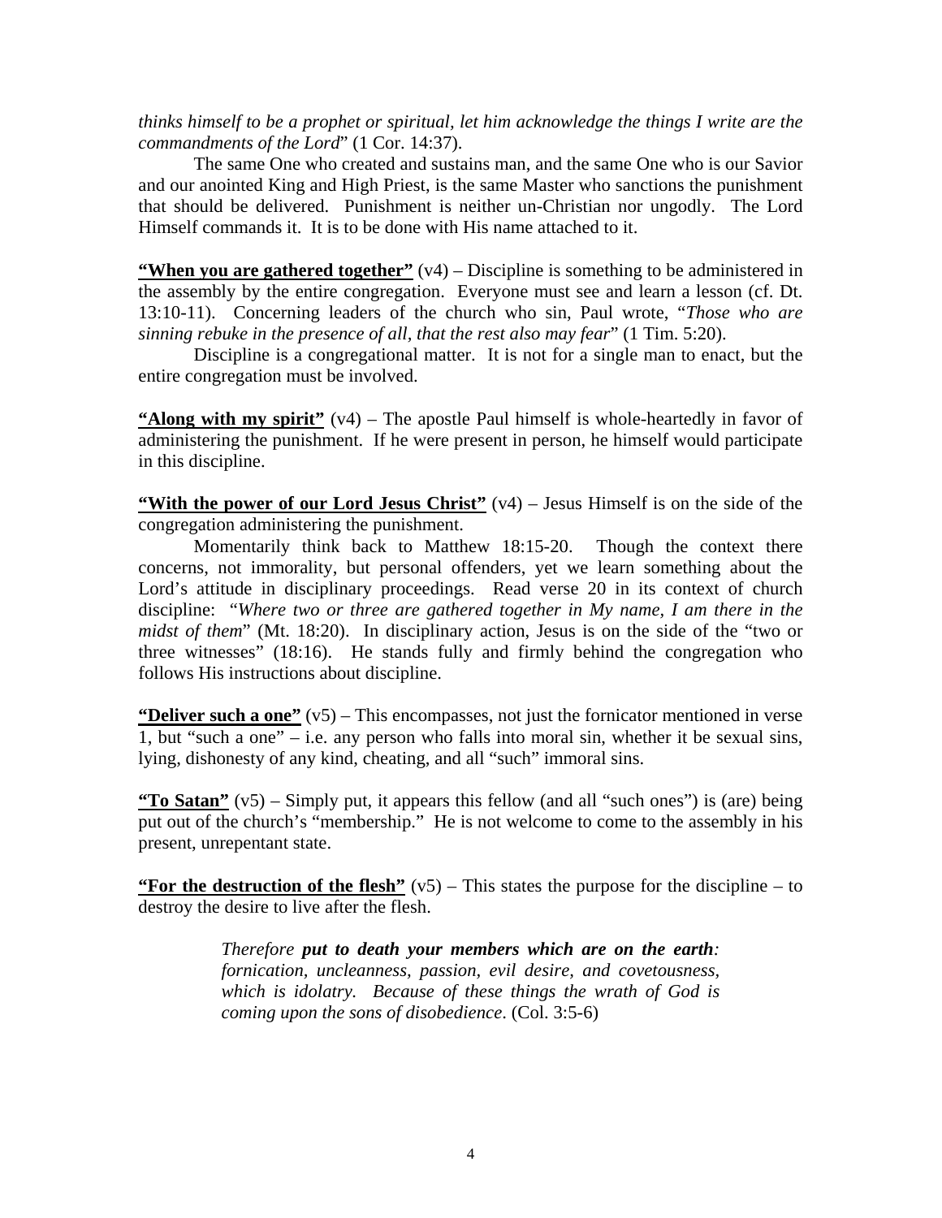*thinks himself to be a prophet or spiritual, let him acknowledge the things I write are the commandments of the Lord*" (1 Cor. 14:37).

The same One who created and sustains man, and the same One who is our Savior and our anointed King and High Priest, is the same Master who sanctions the punishment that should be delivered. Punishment is neither un-Christian nor ungodly. The Lord Himself commands it. It is to be done with His name attached to it.

**"When you are gathered together"** (v4) – Discipline is something to be administered in the assembly by the entire congregation. Everyone must see and learn a lesson (cf. Dt. 13:10-11). Concerning leaders of the church who sin, Paul wrote, "*Those who are sinning rebuke in the presence of all, that the rest also may fear*" (1 Tim. 5:20).

Discipline is a congregational matter. It is not for a single man to enact, but the entire congregation must be involved.

**"Along with my spirit"** (v4) – The apostle Paul himself is whole-heartedly in favor of administering the punishment. If he were present in person, he himself would participate in this discipline.

**"With the power of our Lord Jesus Christ"** (v4) – Jesus Himself is on the side of the congregation administering the punishment.

Momentarily think back to Matthew 18:15-20. Though the context there concerns, not immorality, but personal offenders, yet we learn something about the Lord's attitude in disciplinary proceedings. Read verse 20 in its context of church discipline: "*Where two or three are gathered together in My name, I am there in the midst of them*" (Mt. 18:20). In disciplinary action, Jesus is on the side of the "two or three witnesses" (18:16). He stands fully and firmly behind the congregation who follows His instructions about discipline.

**"Deliver such a one"** (v5) – This encompasses, not just the fornicator mentioned in verse 1, but "such a one" – i.e. any person who falls into moral sin, whether it be sexual sins, lying, dishonesty of any kind, cheating, and all "such" immoral sins.

**"To Satan"** (v5) – Simply put, it appears this fellow (and all "such ones") is (are) being put out of the church's "membership." He is not welcome to come to the assembly in his present, unrepentant state.

**"For the destruction of the flesh"** (v5) – This states the purpose for the discipline – to destroy the desire to live after the flesh.

> *Therefore* ***put to death your members which are on the earth****: fornication, uncleanness, passion, evil desire, and covetousness, which is idolatry. Because of these things the wrath of God is coming upon the sons of disobedience.* (Col. 3:5-6)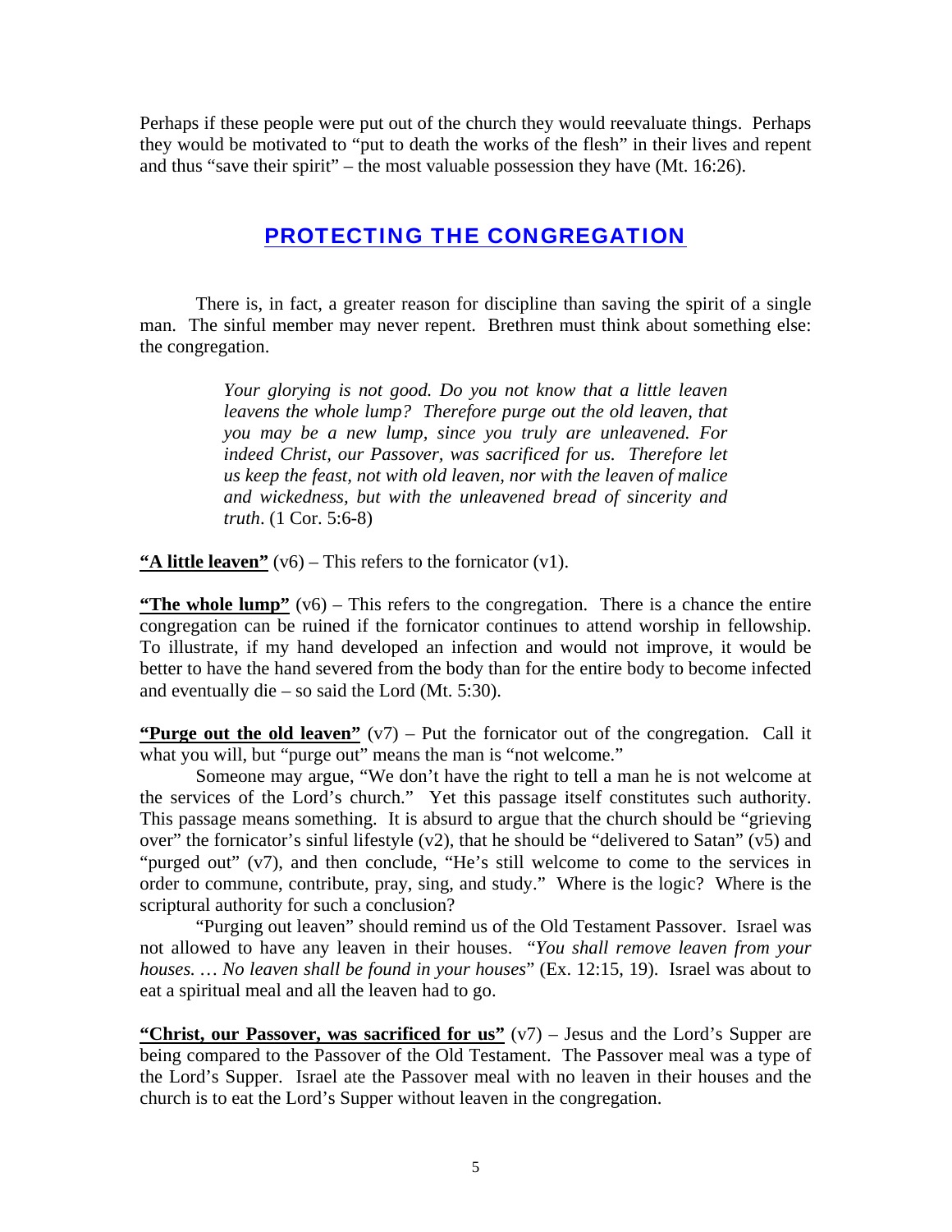Perhaps if these people were put out of the church they would reevaluate things. Perhaps they would be motivated to "put to death the works of the flesh" in their lives and repent and thus "save their spirit" – the most valuable possession they have (Mt. 16:26).

## PROTECTING THE CONGREGATION

There is, in fact, a greater reason for discipline than saving the spirit of a single man. The sinful member may never repent. Brethren must think about something else: the congregation.

> *Your glorying is not good. Do you not know that a little leaven leavens the whole lump? Therefore purge out the old leaven, that you may be a new lump, since you truly are unleavened. For indeed Christ, our Passover, was sacrificed for us. Therefore let us keep the feast, not with old leaven, nor with the leaven of malice and wickedness, but with the unleavened bread of sincerity and truth*. (1 Cor. 5:6-8)

**"A little leaven"** (v6) – This refers to the fornicator (v1).

**"The whole lump"** (v6) – This refers to the congregation. There is a chance the entire congregation can be ruined if the fornicator continues to attend worship in fellowship. To illustrate, if my hand developed an infection and would not improve, it would be better to have the hand severed from the body than for the entire body to become infected and eventually die – so said the Lord (Mt. 5:30).

**"Purge out the old leaven"** (v7) – Put the fornicator out of the congregation. Call it what you will, but "purge out" means the man is "not welcome."

Someone may argue, "We don't have the right to tell a man he is not welcome at the services of the Lord's church." Yet this passage itself constitutes such authority. This passage means something. It is absurd to argue that the church should be "grieving over" the fornicator's sinful lifestyle (v2), that he should be "delivered to Satan" (v5) and "purged out" (v7), and then conclude, "He's still welcome to come to the services in order to commune, contribute, pray, sing, and study." Where is the logic? Where is the scriptural authority for such a conclusion?

"Purging out leaven" should remind us of the Old Testament Passover. Israel was not allowed to have any leaven in their houses. "*You shall remove leaven from your houses. … No leaven shall be found in your houses*" (Ex. 12:15, 19). Israel was about to eat a spiritual meal and all the leaven had to go.

**"Christ, our Passover, was sacrificed for us"** (v7) – Jesus and the Lord's Supper are being compared to the Passover of the Old Testament. The Passover meal was a type of the Lord's Supper. Israel ate the Passover meal with no leaven in their houses and the church is to eat the Lord's Supper without leaven in the congregation.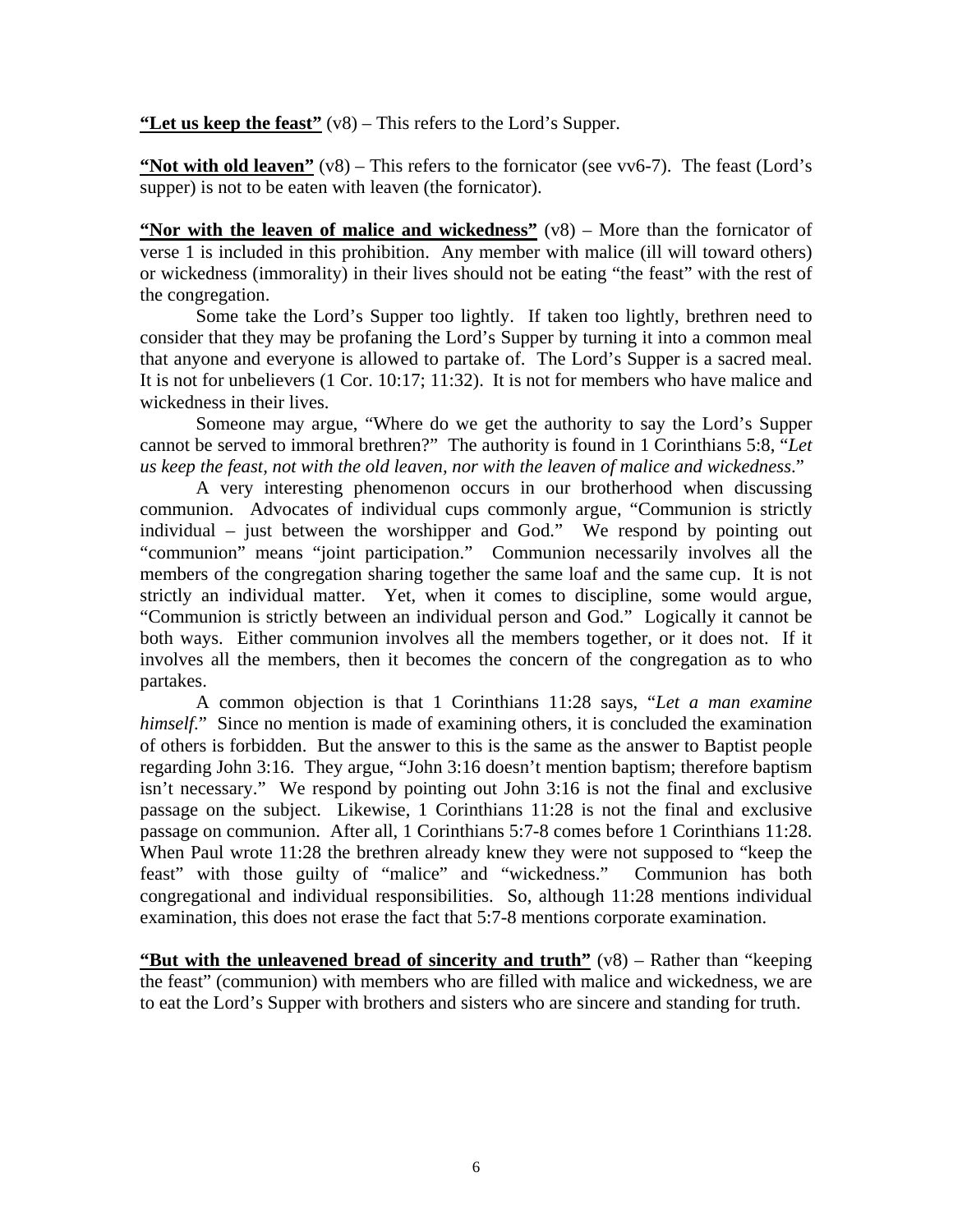**"Let us keep the feast"** (v8) – This refers to the Lord's Supper.

**"Not with old leaven"** (v8) – This refers to the fornicator (see vv6-7). The feast (Lord's supper) is not to be eaten with leaven (the fornicator).

**"Nor with the leaven of malice and wickedness"** (v8) – More than the fornicator of verse 1 is included in this prohibition. Any member with malice (ill will toward others) or wickedness (immorality) in their lives should not be eating "the feast" with the rest of the congregation.

Some take the Lord's Supper too lightly. If taken too lightly, brethren need to consider that they may be profaning the Lord's Supper by turning it into a common meal that anyone and everyone is allowed to partake of. The Lord's Supper is a sacred meal. It is not for unbelievers (1 Cor. 10:17; 11:32). It is not for members who have malice and wickedness in their lives.

Someone may argue, "Where do we get the authority to say the Lord's Supper cannot be served to immoral brethren?" The authority is found in 1 Corinthians 5:8, "*Let us keep the feast, not with the old leaven, nor with the leaven of malice and wickedness*."

A very interesting phenomenon occurs in our brotherhood when discussing communion. Advocates of individual cups commonly argue, "Communion is strictly individual – just between the worshipper and God." We respond by pointing out "communion" means "joint participation." Communion necessarily involves all the members of the congregation sharing together the same loaf and the same cup. It is not strictly an individual matter. Yet, when it comes to discipline, some would argue, "Communion is strictly between an individual person and God." Logically it cannot be both ways. Either communion involves all the members together, or it does not. If it involves all the members, then it becomes the concern of the congregation as to who partakes.

A common objection is that 1 Corinthians 11:28 says, "*Let a man examine himself*." Since no mention is made of examining others, it is concluded the examination of others is forbidden. But the answer to this is the same as the answer to Baptist people regarding John 3:16. They argue, "John 3:16 doesn't mention baptism; therefore baptism isn't necessary." We respond by pointing out John 3:16 is not the final and exclusive passage on the subject. Likewise, 1 Corinthians 11:28 is not the final and exclusive passage on communion. After all, 1 Corinthians 5:7-8 comes before 1 Corinthians 11:28. When Paul wrote 11:28 the brethren already knew they were not supposed to "keep the feast" with those guilty of "malice" and "wickedness." Communion has both congregational and individual responsibilities. So, although 11:28 mentions individual examination, this does not erase the fact that 5:7-8 mentions corporate examination.

**"But with the unleavened bread of sincerity and truth"** (v8) – Rather than "keeping the feast" (communion) with members who are filled with malice and wickedness, we are to eat the Lord's Supper with brothers and sisters who are sincere and standing for truth.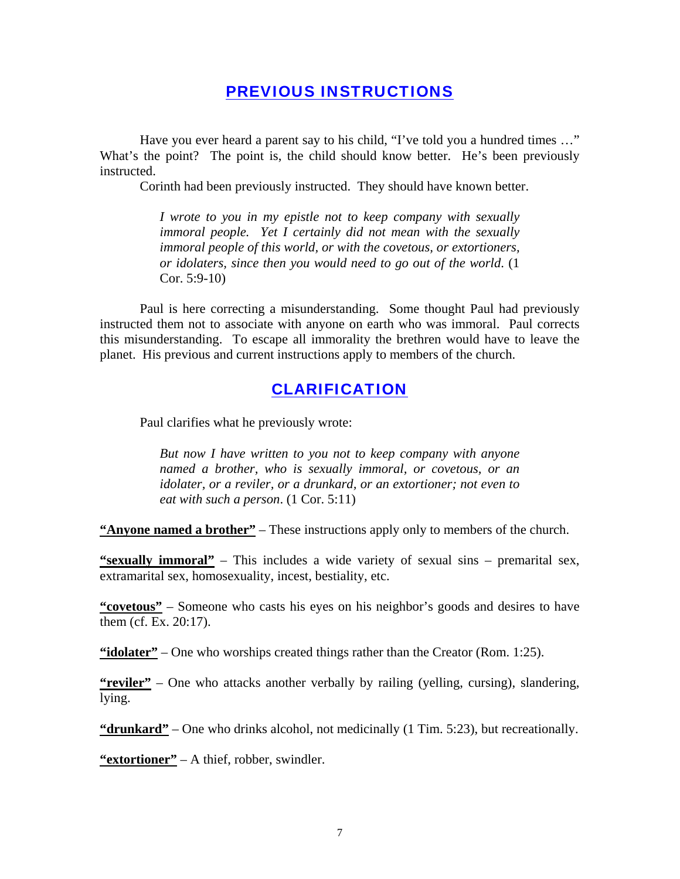## PREVIOUS INSTRUCTIONS

Have you ever heard a parent say to his child, "I've told you a hundred times …" What's the point? The point is, the child should know better. He's been previously instructed.

Corinth had been previously instructed. They should have known better.

> *I wrote to you in my epistle not to keep company with sexually immoral people. Yet I certainly did not mean with the sexually immoral people of this world, or with the covetous, or extortioners, or idolaters, since then you would need to go out of the world.* (1 Cor. 5:9-10)

Paul is here correcting a misunderstanding. Some thought Paul had previously instructed them not to associate with anyone on earth who was immoral. Paul corrects this misunderstanding. To escape all immorality the brethren would have to leave the planet. His previous and current instructions apply to members of the church.

## CLARIFICATION

Paul clarifies what he previously wrote:

> *But now I have written to you not to keep company with anyone named a brother, who is sexually immoral, or covetous, or an idolater, or a reviler, or a drunkard, or an extortioner; not even to eat with such a person.* (1 Cor. 5:11)

**"Anyone named a brother"** – These instructions apply only to members of the church.

**"sexually immoral"** – This includes a wide variety of sexual sins – premarital sex, extramarital sex, homosexuality, incest, bestiality, etc.

**"covetous"** – Someone who casts his eyes on his neighbor's goods and desires to have them (cf. Ex. 20:17).

**"idolater"** – One who worships created things rather than the Creator (Rom. 1:25).

**"reviler"** – One who attacks another verbally by railing (yelling, cursing), slandering, lying.

**"drunkard"** – One who drinks alcohol, not medicinally (1 Tim. 5:23), but recreationally.

**"extortioner"** – A thief, robber, swindler.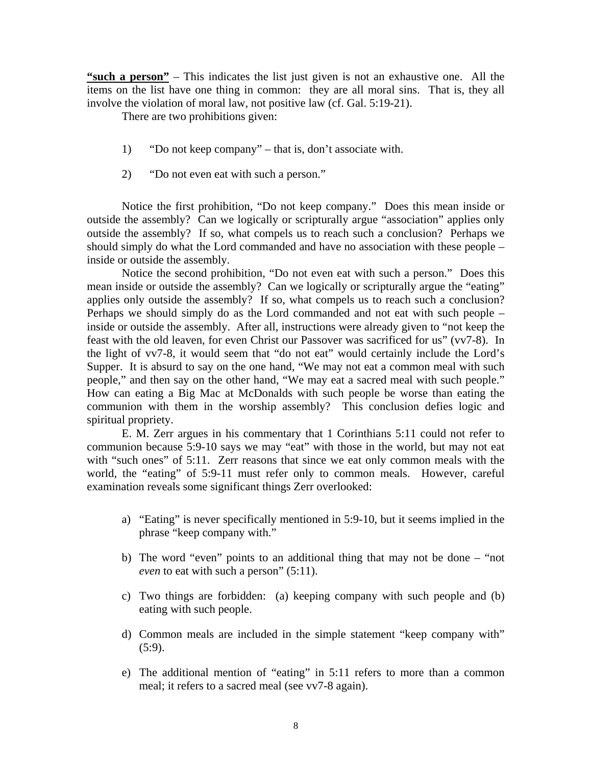**<u>"such a person"</u>** – This indicates the list just given is not an exhaustive one. All the items on the list have one thing in common: they are all moral sins. That is, they all involve the violation of moral law, not positive law (cf. Gal. 5:19-21).

There are two prohibitions given:

1) "Do not keep company" – that is, don't associate with.

2) "Do not even eat with such a person."

Notice the first prohibition, "Do not keep company." Does this mean inside or outside the assembly? Can we logically or scripturally argue "association" applies only outside the assembly? If so, what compels us to reach such a conclusion? Perhaps we should simply do what the Lord commanded and have no association with these people – inside or outside the assembly.

Notice the second prohibition, "Do not even eat with such a person." Does this mean inside or outside the assembly? Can we logically or scripturally argue the "eating" applies only outside the assembly? If so, what compels us to reach such a conclusion? Perhaps we should simply do as the Lord commanded and not eat with such people – inside or outside the assembly. After all, instructions were already given to "not keep the feast with the old leaven, for even Christ our Passover was sacrificed for us" (vv7-8). In the light of vv7-8, it would seem that "do not eat" would certainly include the Lord's Supper. It is absurd to say on the one hand, "We may not eat a common meal with such people," and then say on the other hand, "We may eat a sacred meal with such people." How can eating a Big Mac at McDonalds with such people be worse than eating the communion with them in the worship assembly? This conclusion defies logic and spiritual propriety.

E. M. Zerr argues in his commentary that 1 Corinthians 5:11 could not refer to communion because 5:9-10 says we may "eat" with those in the world, but may not eat with "such ones" of 5:11. Zerr reasons that since we eat only common meals with the world, the "eating" of 5:9-11 must refer only to common meals. However, careful examination reveals some significant things Zerr overlooked:

a) "Eating" is never specifically mentioned in 5:9-10, but it seems implied in the phrase "keep company with."

b) The word "even" points to an additional thing that may not be done – "not *even* to eat with such a person" (5:11).

c) Two things are forbidden: (a) keeping company with such people and (b) eating with such people.

d) Common meals are included in the simple statement "keep company with" (5:9).

e) The additional mention of "eating" in 5:11 refers to more than a common meal; it refers to a sacred meal (see vv7-8 again).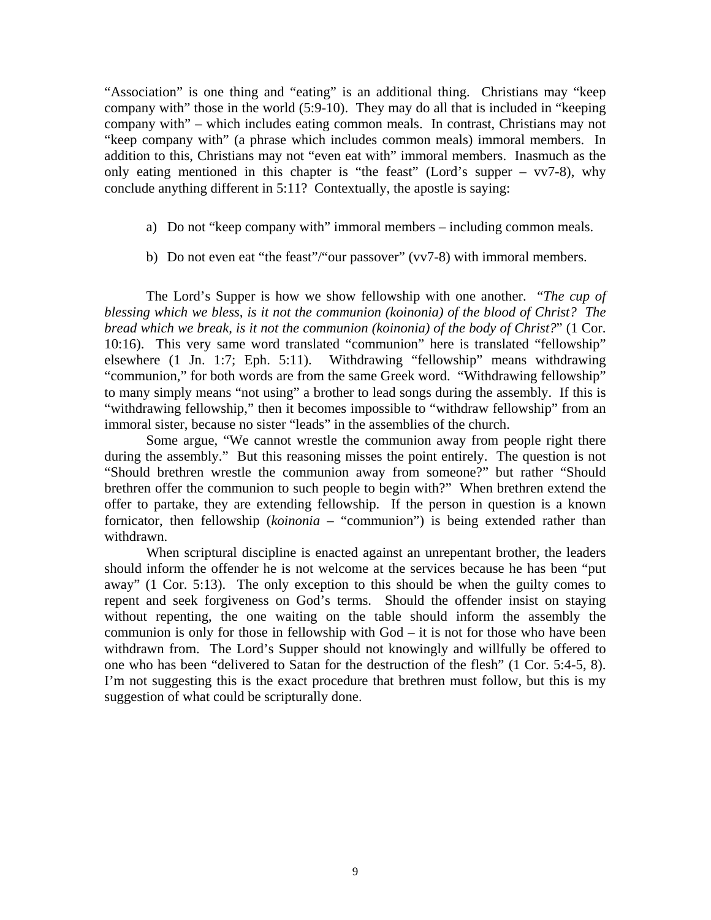"Association" is one thing and "eating" is an additional thing. Christians may "keep company with" those in the world (5:9-10). They may do all that is included in "keeping company with" – which includes eating common meals. In contrast, Christians may not "keep company with" (a phrase which includes common meals) immoral members. In addition to this, Christians may not "even eat with" immoral members. Inasmuch as the only eating mentioned in this chapter is "the feast" (Lord's supper – vv7-8), why conclude anything different in 5:11? Contextually, the apostle is saying:

a) Do not "keep company with" immoral members – including common meals.

b) Do not even eat "the feast"/"our passover" (vv7-8) with immoral members.

The Lord's Supper is how we show fellowship with one another. "*The cup of blessing which we bless, is it not the communion (koinonia) of the blood of Christ? The bread which we break, is it not the communion (koinonia) of the body of Christ?*" (1 Cor. 10:16). This very same word translated "communion" here is translated "fellowship" elsewhere (1 Jn. 1:7; Eph. 5:11). Withdrawing "fellowship" means withdrawing "communion," for both words are from the same Greek word. "Withdrawing fellowship" to many simply means "not using" a brother to lead songs during the assembly. If this is "withdrawing fellowship," then it becomes impossible to "withdraw fellowship" from an immoral sister, because no sister "leads" in the assemblies of the church.

Some argue, "We cannot wrestle the communion away from people right there during the assembly." But this reasoning misses the point entirely. The question is not "Should brethren wrestle the communion away from someone?" but rather "Should brethren offer the communion to such people to begin with?" When brethren extend the offer to partake, they are extending fellowship. If the person in question is a known fornicator, then fellowship (*koinonia* – "communion") is being extended rather than withdrawn.

When scriptural discipline is enacted against an unrepentant brother, the leaders should inform the offender he is not welcome at the services because he has been "put away" (1 Cor. 5:13). The only exception to this should be when the guilty comes to repent and seek forgiveness on God's terms. Should the offender insist on staying without repenting, the one waiting on the table should inform the assembly the communion is only for those in fellowship with God – it is not for those who have been withdrawn from. The Lord's Supper should not knowingly and willfully be offered to one who has been "delivered to Satan for the destruction of the flesh" (1 Cor. 5:4-5, 8). I'm not suggesting this is the exact procedure that brethren must follow, but this is my suggestion of what could be scripturally done.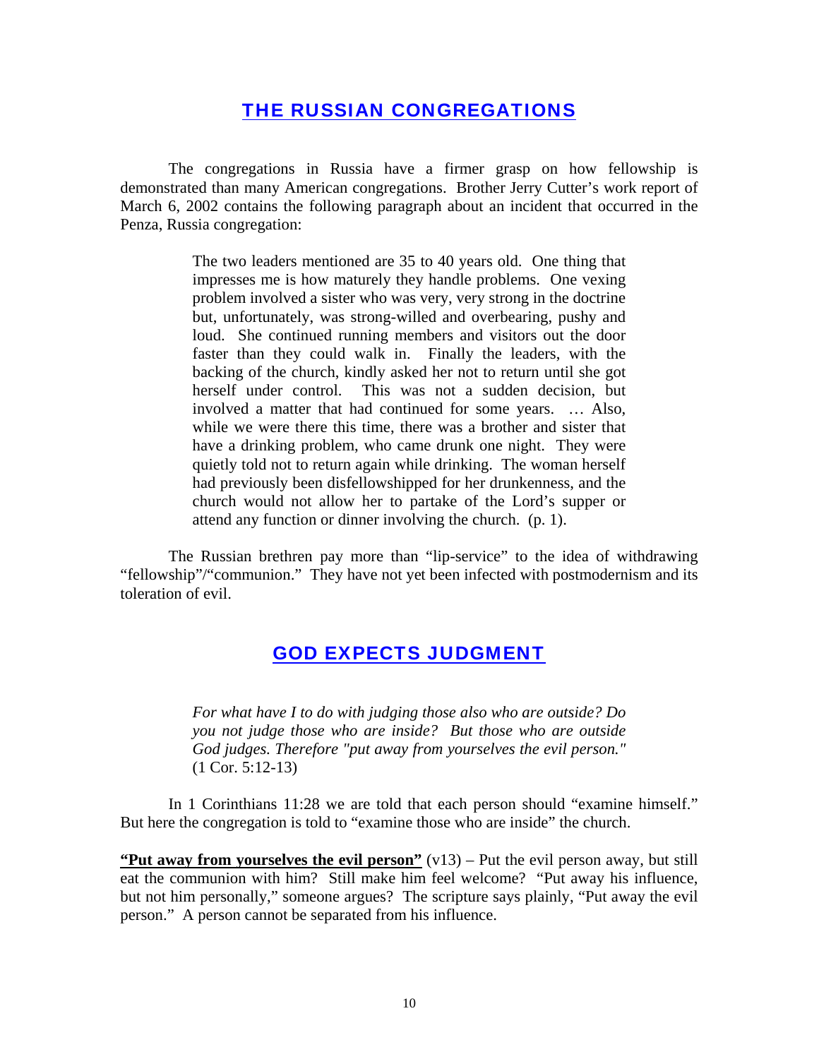## THE RUSSIAN CONGREGATIONS

The congregations in Russia have a firmer grasp on how fellowship is demonstrated than many American congregations. Brother Jerry Cutter's work report of March 6, 2002 contains the following paragraph about an incident that occurred in the Penza, Russia congregation:

> The two leaders mentioned are 35 to 40 years old. One thing that impresses me is how maturely they handle problems. One vexing problem involved a sister who was very, very strong in the doctrine but, unfortunately, was strong-willed and overbearing, pushy and loud. She continued running members and visitors out the door faster than they could walk in. Finally the leaders, with the backing of the church, kindly asked her not to return until she got herself under control. This was not a sudden decision, but involved a matter that had continued for some years. … Also, while we were there this time, there was a brother and sister that have a drinking problem, who came drunk one night. They were quietly told not to return again while drinking. The woman herself had previously been disfellowshipped for her drunkenness, and the church would not allow her to partake of the Lord's supper or attend any function or dinner involving the church. (p. 1).

The Russian brethren pay more than "lip-service" to the idea of withdrawing "fellowship"/"communion." They have not yet been infected with postmodernism and its toleration of evil.

## GOD EXPECTS JUDGMENT

> *For what have I to do with judging those also who are outside? Do you not judge those who are inside? But those who are outside God judges. Therefore "put away from yourselves the evil person."* (1 Cor. 5:12-13)

In 1 Corinthians 11:28 we are told that each person should "examine himself." But here the congregation is told to "examine those who are inside" the church.

**"Put away from yourselves the evil person"** (v13) – Put the evil person away, but still eat the communion with him? Still make him feel welcome? "Put away his influence, but not him personally," someone argues? The scripture says plainly, "Put away the evil person." A person cannot be separated from his influence.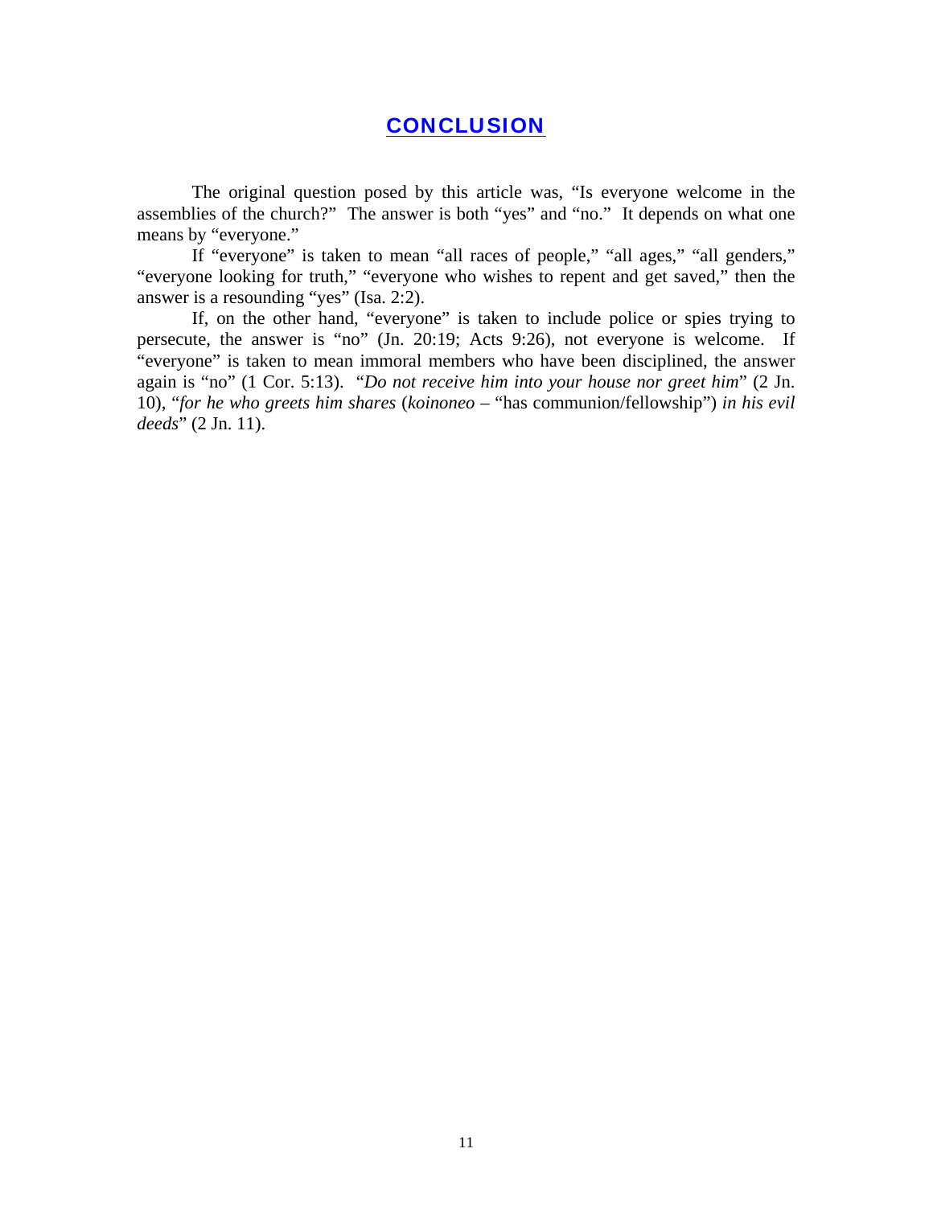# CONCLUSION

The original question posed by this article was, "Is everyone welcome in the assemblies of the church?" The answer is both "yes" and "no." It depends on what one means by "everyone."

If "everyone" is taken to mean "all races of people," "all ages," "all genders," "everyone looking for truth," "everyone who wishes to repent and get saved," then the answer is a resounding "yes" (Isa. 2:2).

If, on the other hand, "everyone" is taken to include police or spies trying to persecute, the answer is "no" (Jn. 20:19; Acts 9:26), not everyone is welcome. If "everyone" is taken to mean immoral members who have been disciplined, the answer again is "no" (1 Cor. 5:13). "*Do not receive him into your house nor greet him*" (2 Jn. 10), "*for he who greets him shares* (*koinoneo* – "has communion/fellowship") *in his evil deeds*" (2 Jn. 11).